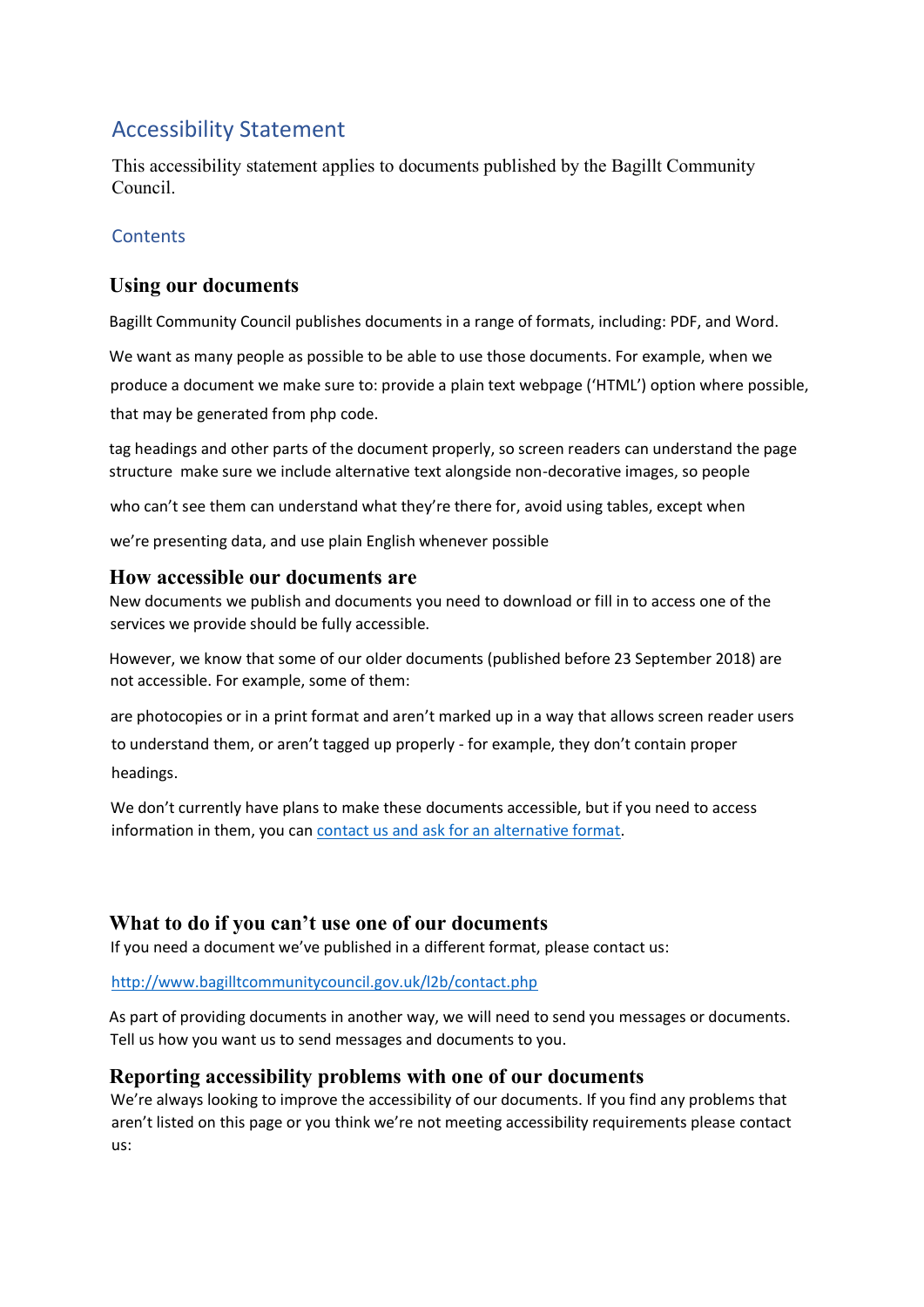# Accessibility Statement

This accessibility statement applies to documents published by the Bagillt Community Council.

## Contents

## Using our documents

Bagillt Community Council publishes documents in a range of formats, including: PDF, and Word.

We want as many people as possible to be able to use those documents. For example, when we produce a document we make sure to: provide a plain text webpage ('HTML') option where possible, that may be generated from php code.

tag headings and other parts of the document properly, so screen readers can understand the page structure make sure we include alternative text alongside non-decorative images, so people

who can't see them can understand what they're there for, avoid using tables, except when

we're presenting data, and use plain English whenever possible

## How accessible our documents are

New documents we publish and documents you need to download or fill in to access one of the services we provide should be fully accessible.

However, we know that some of our older documents (published before 23 September 2018) are not accessible. For example, some of them:

are photocopies or in a print format and aren't marked up in a way that allows screen reader users to understand them, or aren't tagged up properly - for example, they don't contain proper headings.

We don't currently have plans to make these documents accessible, but if you need to access information in them, you can [contact us and ask for an alternative format](http://www.bagilltcommunitycouncil.gov.uk/l2b/contact.php).

## What to do if you can't use one of our documents

If you need a document we've published in a different format, please contact us:

[http://www.bagilltcommunitycouncil.gov.uk/l2b/contact.php](http://www.bagilltcommunitycouncil.gov.uk/l2b/contact.php)

As part of providing documents in another way, we will need to send you messages or documents. Tell us how you want us to send messages and documents to you.

## Reporting accessibility problems with one of our documents

We're always looking to improve the accessibility of our documents. If you find any problems that aren't listed on this page or you think we're not meeting accessibility requirements please contact us: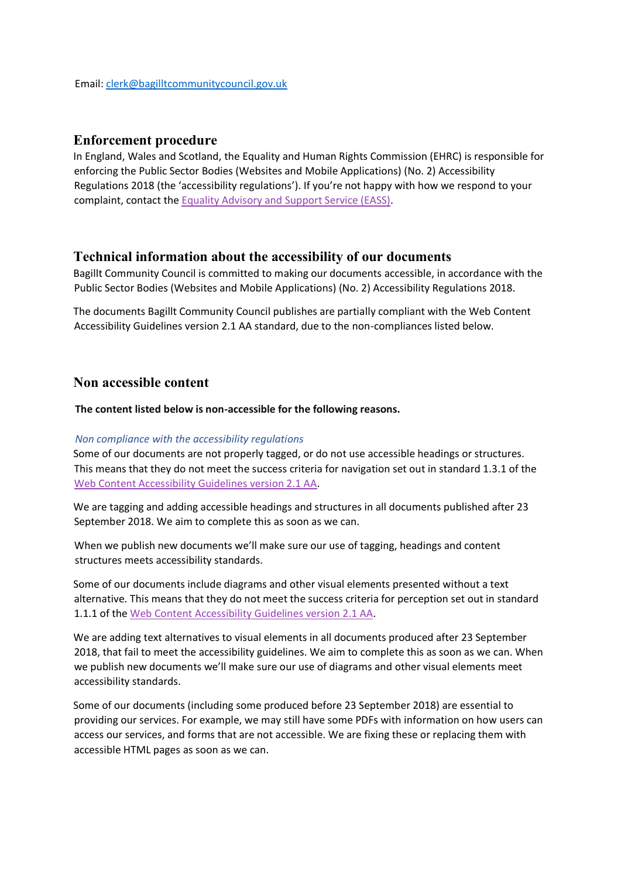Email: [clerk@bagilltcommunitycouncil.gov.uk](mailto:clerk@bagilltcommunitycouncil.gov.uk)

## Enforcement procedure

In England, Wales and Scotland, the Equality and Human Rights Commission (EHRC) is responsible for enforcing the Public Sector Bodies (Websites and Mobile Applications) (No. 2) Accessibility Regulations 2018 (the 'accessibility regulations'). If you're not happy with how we respond to your complaint, contact the [Equality Advisory and Support Service (EASS)](#).

## Technical information about the accessibility of our documents

Bagillt Community Council is committed to making our documents accessible, in accordance with the Public Sector Bodies (Websites and Mobile Applications) (No. 2) Accessibility Regulations 2018.

The documents Bagillt Community Council publishes are partially compliant with the Web Content Accessibility Guidelines version 2.1 AA standard, due to the non-compliances listed below.

## Non accessible content

**The content listed below is non-accessible for the following reasons.**

*Non compliance with the accessibility regulations*

Some of our documents are not properly tagged, or do not use accessible headings or structures. This means that they do not meet the success criteria for navigation set out in standard 1.3.1 of the [Web Content Accessibility Guidelines version 2.1 AA](#).

We are tagging and adding accessible headings and structures in all documents published after 23 September 2018. We aim to complete this as soon as we can.

When we publish new documents we'll make sure our use of tagging, headings and content structures meets accessibility standards.

Some of our documents include diagrams and other visual elements presented without a text alternative. This means that they do not meet the success criteria for perception set out in standard 1.1.1 of the [Web Content Accessibility Guidelines version 2.1 AA](#).

We are adding text alternatives to visual elements in all documents produced after 23 September 2018, that fail to meet the accessibility guidelines. We aim to complete this as soon as we can. When we publish new documents we'll make sure our use of diagrams and other visual elements meet accessibility standards.

Some of our documents (including some produced before 23 September 2018) are essential to providing our services. For example, we may still have some PDFs with information on how users can access our services, and forms that are not accessible. We are fixing these or replacing them with accessible HTML pages as soon as we can.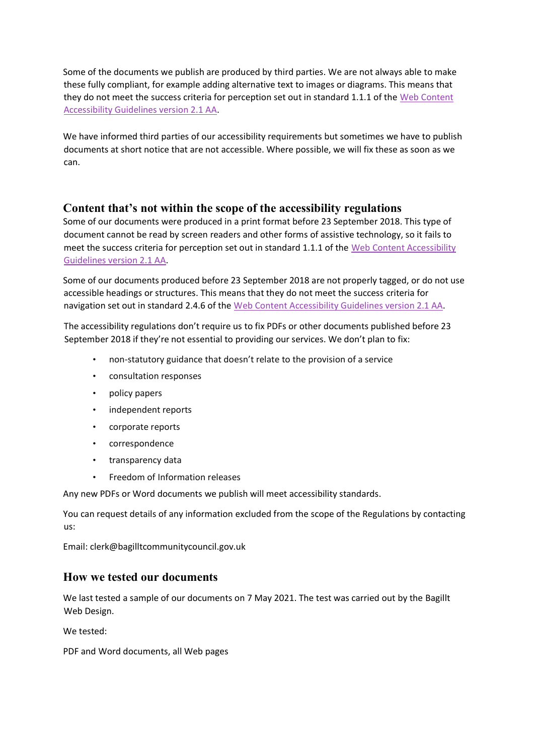Some of the documents we publish are produced by third parties. We are not always able to make these fully compliant, for example adding alternative text to images or diagrams. This means that they do not meet the success criteria for perception set out in standard 1.1.1 of the [Web Content Accessibility Guidelines version 2.1 AA](https://www.w3.org/TR/WCAG21/).

We have informed third parties of our accessibility requirements but sometimes we have to publish documents at short notice that are not accessible. Where possible, we will fix these as soon as we can.

## Content that's not within the scope of the accessibility regulations

Some of our documents were produced in a print format before 23 September 2018. This type of document cannot be read by screen readers and other forms of assistive technology, so it fails to meet the success criteria for perception set out in standard 1.1.1 of the [Web Content Accessibility Guidelines version 2.1 AA](https://www.w3.org/TR/WCAG21/).

Some of our documents produced before 23 September 2018 are not properly tagged, or do not use accessible headings or structures. This means that they do not meet the success criteria for navigation set out in standard 2.4.6 of the [Web Content Accessibility Guidelines version 2.1 AA](https://www.w3.org/TR/WCAG21/).

The accessibility regulations don't require us to fix PDFs or other documents published before 23 September 2018 if they're not essential to providing our services. We don't plan to fix:

- non-statutory guidance that doesn't relate to the provision of a service
- consultation responses
- policy papers
- independent reports
- corporate reports
- correspondence
- transparency data
- Freedom of Information releases

Any new PDFs or Word documents we publish will meet accessibility standards.

You can request details of any information excluded from the scope of the Regulations by contacting us:

Email: clerk@bagilltcommunitycouncil.gov.uk

## How we tested our documents

We last tested a sample of our documents on 7 May 2021. The test was carried out by the Bagillt Web Design.

We tested:

PDF and Word documents, all Web pages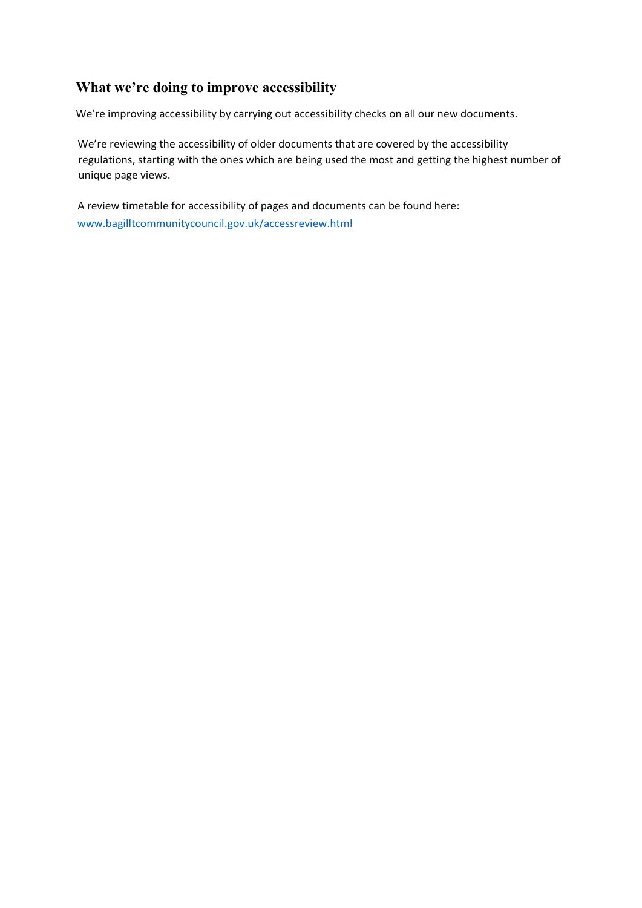## What we're doing to improve accessibility

We're improving accessibility by carrying out accessibility checks on all our new documents.

We're reviewing the accessibility of older documents that are covered by the accessibility regulations, starting with the ones which are being used the most and getting the highest number of unique page views.

A review timetable for accessibility of pages and documents can be found here: [www.bagilltcommunitycouncil.gov.uk/accessreview.html](www.bagilltcommunitycouncil.gov.uk/accessreview.html)